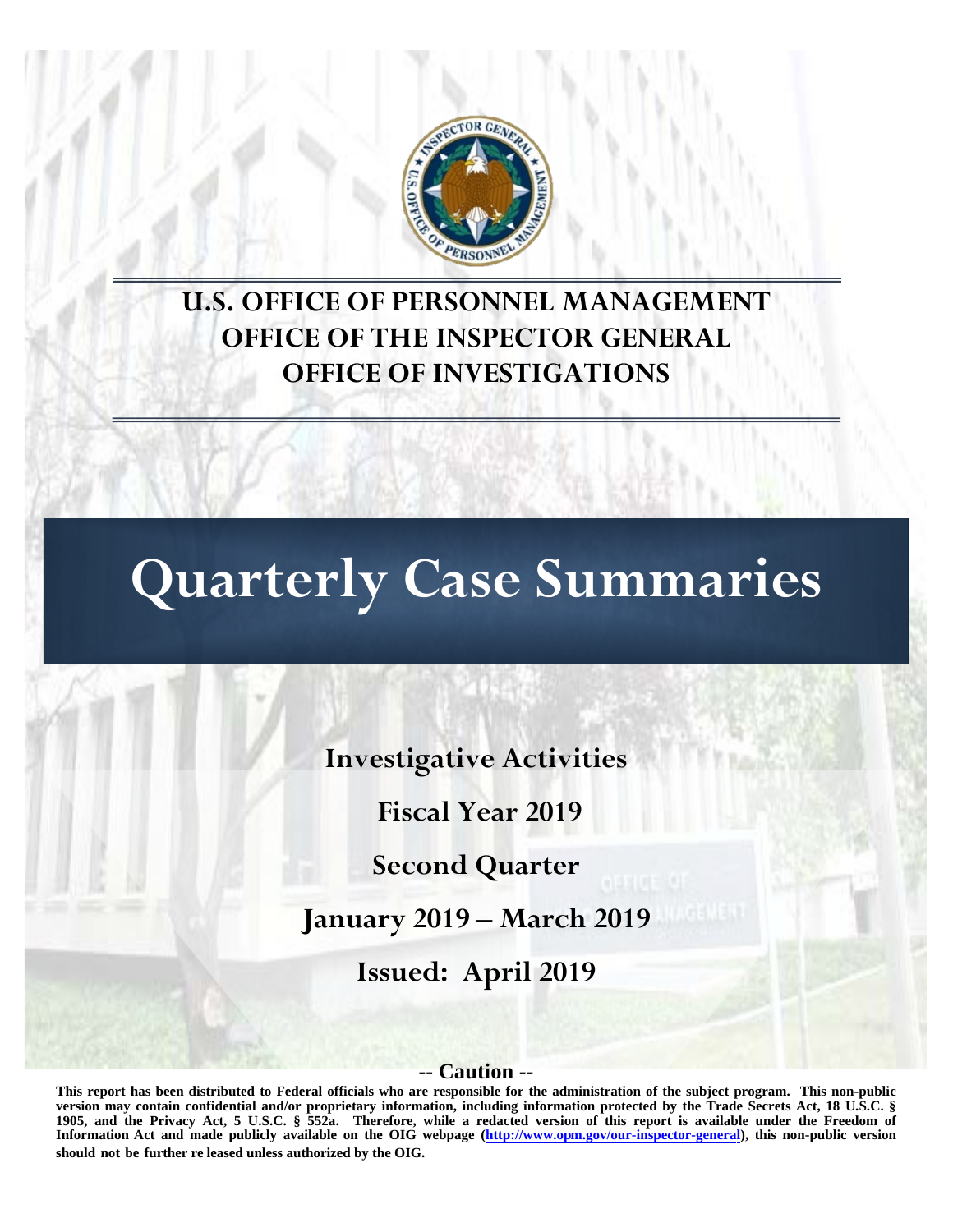# U.S. OFFICE OF PERSONNEL MANAGEMENT
# OFFICE OF THE INSPECTOR GENERAL
# OFFICE OF INVESTIGATIONS

# Quarterly Case Summaries

## Investigative Activities

## Fiscal Year 2019

## Second Quarter

## January 2019 – March 2019

## Issued: April 2019

**-- Caution --**

**This report has been distributed to Federal officials who are responsible for the administration of the subject program. This non-public version may contain confidential and/or proprietary information, including information protected by the Trade Secrets Act, 18 U.S.C. § 1905, and the Privacy Act, 5 U.S.C. § 552a. Therefore, while a redacted version of this report is available under the Freedom of Information Act and made publicly available on the OIG webpage (http://www.opm.gov/our-inspector-general), this non-public version should not be further re leased unless authorized by the OIG.**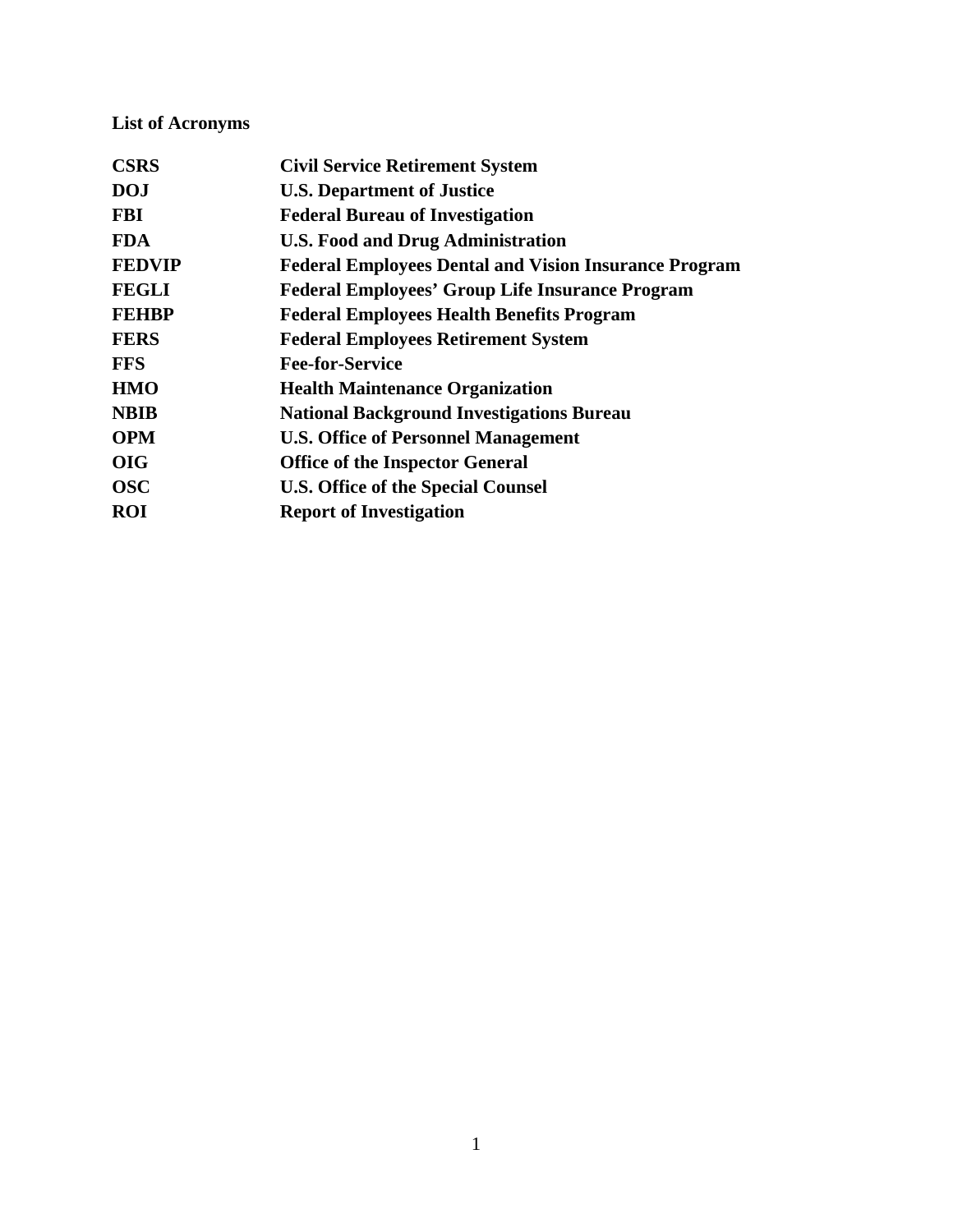**List of Acronyms**

| | |
|---|---|
| **CSRS** | **Civil Service Retirement System** |
| **DOJ** | **U.S. Department of Justice** |
| **FBI** | **Federal Bureau of Investigation** |
| **FDA** | **U.S. Food and Drug Administration** |
| **FEDVIP** | **Federal Employees Dental and Vision Insurance Program** |
| **FEGLI** | **Federal Employees' Group Life Insurance Program** |
| **FEHBP** | **Federal Employees Health Benefits Program** |
| **FERS** | **Federal Employees Retirement System** |
| **FFS** | **Fee-for-Service** |
| **HMO** | **Health Maintenance Organization** |
| **NBIB** | **National Background Investigations Bureau** |
| **OPM** | **U.S. Office of Personnel Management** |
| **OIG** | **Office of the Inspector General** |
| **OSC** | **U.S. Office of the Special Counsel** |
| **ROI** | **Report of Investigation** |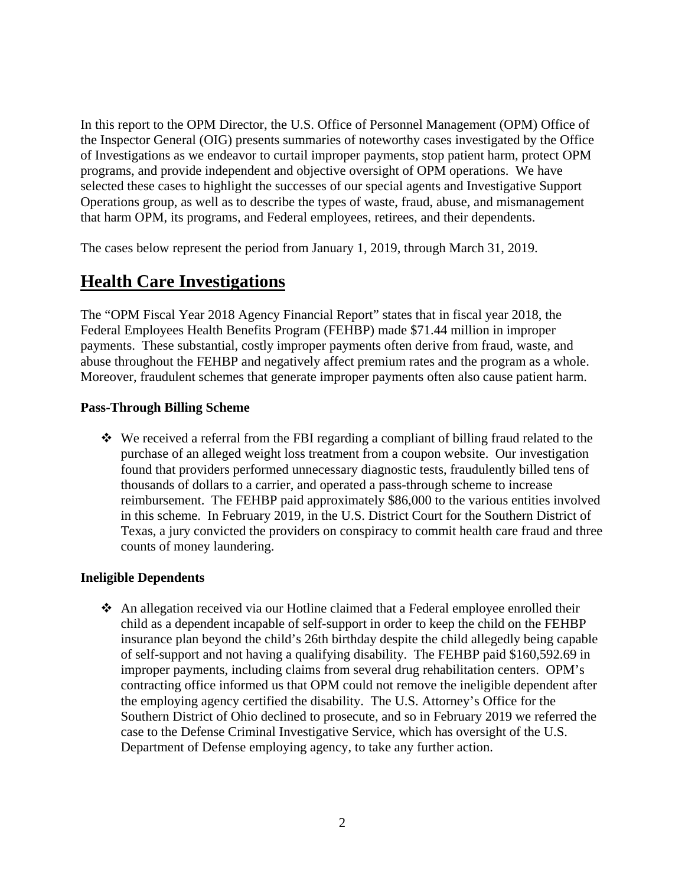In this report to the OPM Director, the U.S. Office of Personnel Management (OPM) Office of the Inspector General (OIG) presents summaries of noteworthy cases investigated by the Office of Investigations as we endeavor to curtail improper payments, stop patient harm, protect OPM programs, and provide independent and objective oversight of OPM operations. We have selected these cases to highlight the successes of our special agents and Investigative Support Operations group, as well as to describe the types of waste, fraud, abuse, and mismanagement that harm OPM, its programs, and Federal employees, retirees, and their dependents.

The cases below represent the period from January 1, 2019, through March 31, 2019.

# Health Care Investigations

The "OPM Fiscal Year 2018 Agency Financial Report" states that in fiscal year 2018, the Federal Employees Health Benefits Program (FEHBP) made $71.44 million in improper payments. These substantial, costly improper payments often derive from fraud, waste, and abuse throughout the FEHBP and negatively affect premium rates and the program as a whole. Moreover, fraudulent schemes that generate improper payments often also cause patient harm.

**Pass-Through Billing Scheme**

- We received a referral from the FBI regarding a compliant of billing fraud related to the purchase of an alleged weight loss treatment from a coupon website. Our investigation found that providers performed unnecessary diagnostic tests, fraudulently billed tens of thousands of dollars to a carrier, and operated a pass-through scheme to increase reimbursement. The FEHBP paid approximately $86,000 to the various entities involved in this scheme. In February 2019, in the U.S. District Court for the Southern District of Texas, a jury convicted the providers on conspiracy to commit health care fraud and three counts of money laundering.

**Ineligible Dependents**

- An allegation received via our Hotline claimed that a Federal employee enrolled their child as a dependent incapable of self-support in order to keep the child on the FEHBP insurance plan beyond the child's 26th birthday despite the child allegedly being capable of self-support and not having a qualifying disability. The FEHBP paid $160,592.69 in improper payments, including claims from several drug rehabilitation centers. OPM's contracting office informed us that OPM could not remove the ineligible dependent after the employing agency certified the disability. The U.S. Attorney's Office for the Southern District of Ohio declined to prosecute, and so in February 2019 we referred the case to the Defense Criminal Investigative Service, which has oversight of the U.S. Department of Defense employing agency, to take any further action.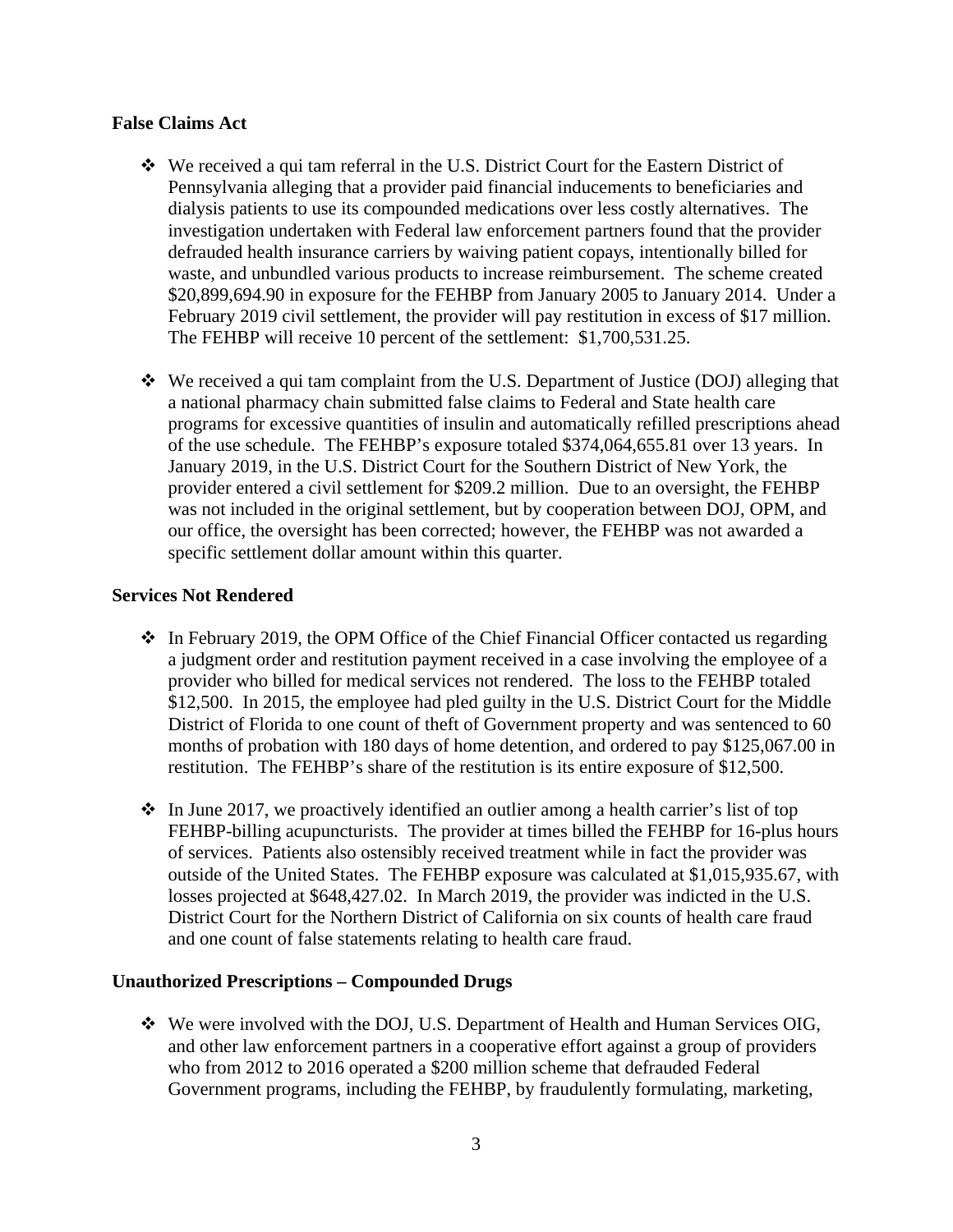**False Claims Act**

- We received a qui tam referral in the U.S. District Court for the Eastern District of Pennsylvania alleging that a provider paid financial inducements to beneficiaries and dialysis patients to use its compounded medications over less costly alternatives. The investigation undertaken with Federal law enforcement partners found that the provider defrauded health insurance carriers by waiving patient copays, intentionally billed for waste, and unbundled various products to increase reimbursement. The scheme created $20,899,694.90 in exposure for the FEHBP from January 2005 to January 2014. Under a February 2019 civil settlement, the provider will pay restitution in excess of $17 million. The FEHBP will receive 10 percent of the settlement: $1,700,531.25.

- We received a qui tam complaint from the U.S. Department of Justice (DOJ) alleging that a national pharmacy chain submitted false claims to Federal and State health care programs for excessive quantities of insulin and automatically refilled prescriptions ahead of the use schedule. The FEHBP's exposure totaled $374,064,655.81 over 13 years. In January 2019, in the U.S. District Court for the Southern District of New York, the provider entered a civil settlement for $209.2 million. Due to an oversight, the FEHBP was not included in the original settlement, but by cooperation between DOJ, OPM, and our office, the oversight has been corrected; however, the FEHBP was not awarded a specific settlement dollar amount within this quarter.

**Services Not Rendered**

- In February 2019, the OPM Office of the Chief Financial Officer contacted us regarding a judgment order and restitution payment received in a case involving the employee of a provider who billed for medical services not rendered. The loss to the FEHBP totaled $12,500. In 2015, the employee had pled guilty in the U.S. District Court for the Middle District of Florida to one count of theft of Government property and was sentenced to 60 months of probation with 180 days of home detention, and ordered to pay $125,067.00 in restitution. The FEHBP's share of the restitution is its entire exposure of $12,500.

- In June 2017, we proactively identified an outlier among a health carrier's list of top FEHBP-billing acupuncturists. The provider at times billed the FEHBP for 16-plus hours of services. Patients also ostensibly received treatment while in fact the provider was outside of the United States. The FEHBP exposure was calculated at $1,015,935.67, with losses projected at $648,427.02. In March 2019, the provider was indicted in the U.S. District Court for the Northern District of California on six counts of health care fraud and one count of false statements relating to health care fraud.

**Unauthorized Prescriptions – Compounded Drugs**

- We were involved with the DOJ, U.S. Department of Health and Human Services OIG, and other law enforcement partners in a cooperative effort against a group of providers who from 2012 to 2016 operated a $200 million scheme that defrauded Federal Government programs, including the FEHBP, by fraudulently formulating, marketing,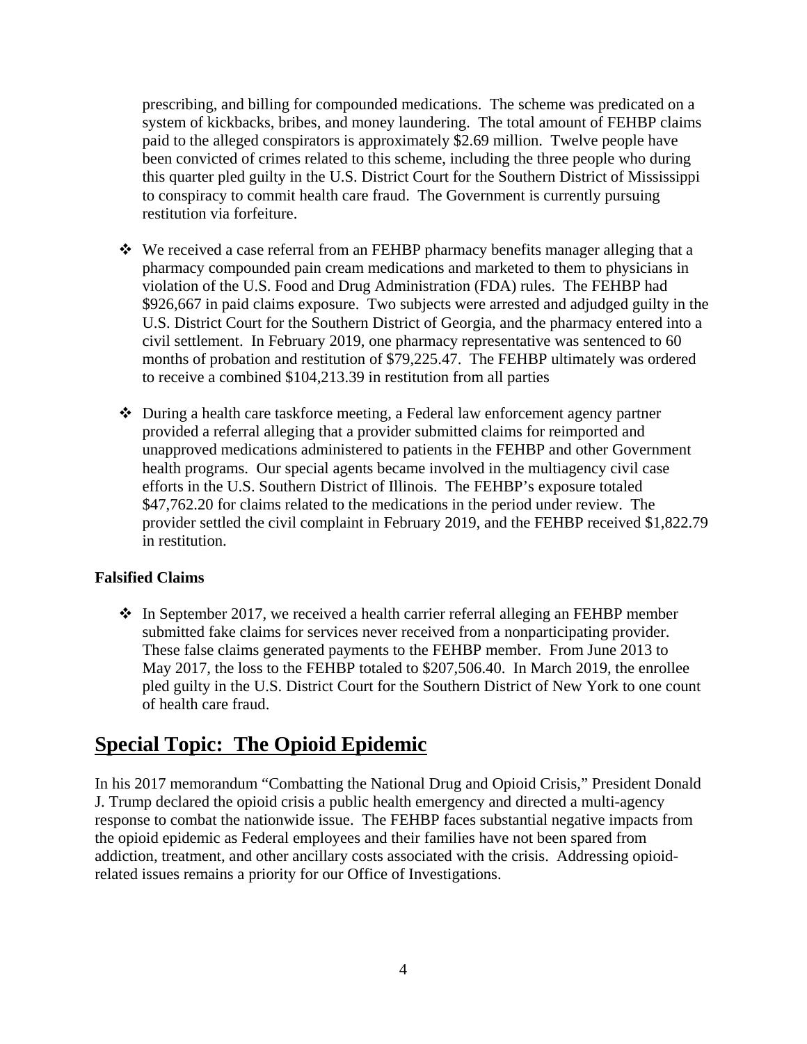prescribing, and billing for compounded medications. The scheme was predicated on a system of kickbacks, bribes, and money laundering. The total amount of FEHBP claims paid to the alleged conspirators is approximately $2.69 million. Twelve people have been convicted of crimes related to this scheme, including the three people who during this quarter pled guilty in the U.S. District Court for the Southern District of Mississippi to conspiracy to commit health care fraud. The Government is currently pursuing restitution via forfeiture.

- We received a case referral from an FEHBP pharmacy benefits manager alleging that a pharmacy compounded pain cream medications and marketed to them to physicians in violation of the U.S. Food and Drug Administration (FDA) rules. The FEHBP had $926,667 in paid claims exposure. Two subjects were arrested and adjudged guilty in the U.S. District Court for the Southern District of Georgia, and the pharmacy entered into a civil settlement. In February 2019, one pharmacy representative was sentenced to 60 months of probation and restitution of $79,225.47. The FEHBP ultimately was ordered to receive a combined $104,213.39 in restitution from all parties

- During a health care taskforce meeting, a Federal law enforcement agency partner provided a referral alleging that a provider submitted claims for reimported and unapproved medications administered to patients in the FEHBP and other Government health programs. Our special agents became involved in the multiagency civil case efforts in the U.S. Southern District of Illinois. The FEHBP's exposure totaled $47,762.20 for claims related to the medications in the period under review. The provider settled the civil complaint in February 2019, and the FEHBP received $1,822.79 in restitution.

**Falsified Claims**

- In September 2017, we received a health carrier referral alleging an FEHBP member submitted fake claims for services never received from a nonparticipating provider. These false claims generated payments to the FEHBP member. From June 2013 to May 2017, the loss to the FEHBP totaled to $207,506.40. In March 2019, the enrollee pled guilty in the U.S. District Court for the Southern District of New York to one count of health care fraud.

## Special Topic: The Opioid Epidemic

In his 2017 memorandum "Combatting the National Drug and Opioid Crisis," President Donald J. Trump declared the opioid crisis a public health emergency and directed a multi-agency response to combat the nationwide issue. The FEHBP faces substantial negative impacts from the opioid epidemic as Federal employees and their families have not been spared from addiction, treatment, and other ancillary costs associated with the crisis. Addressing opioid-related issues remains a priority for our Office of Investigations.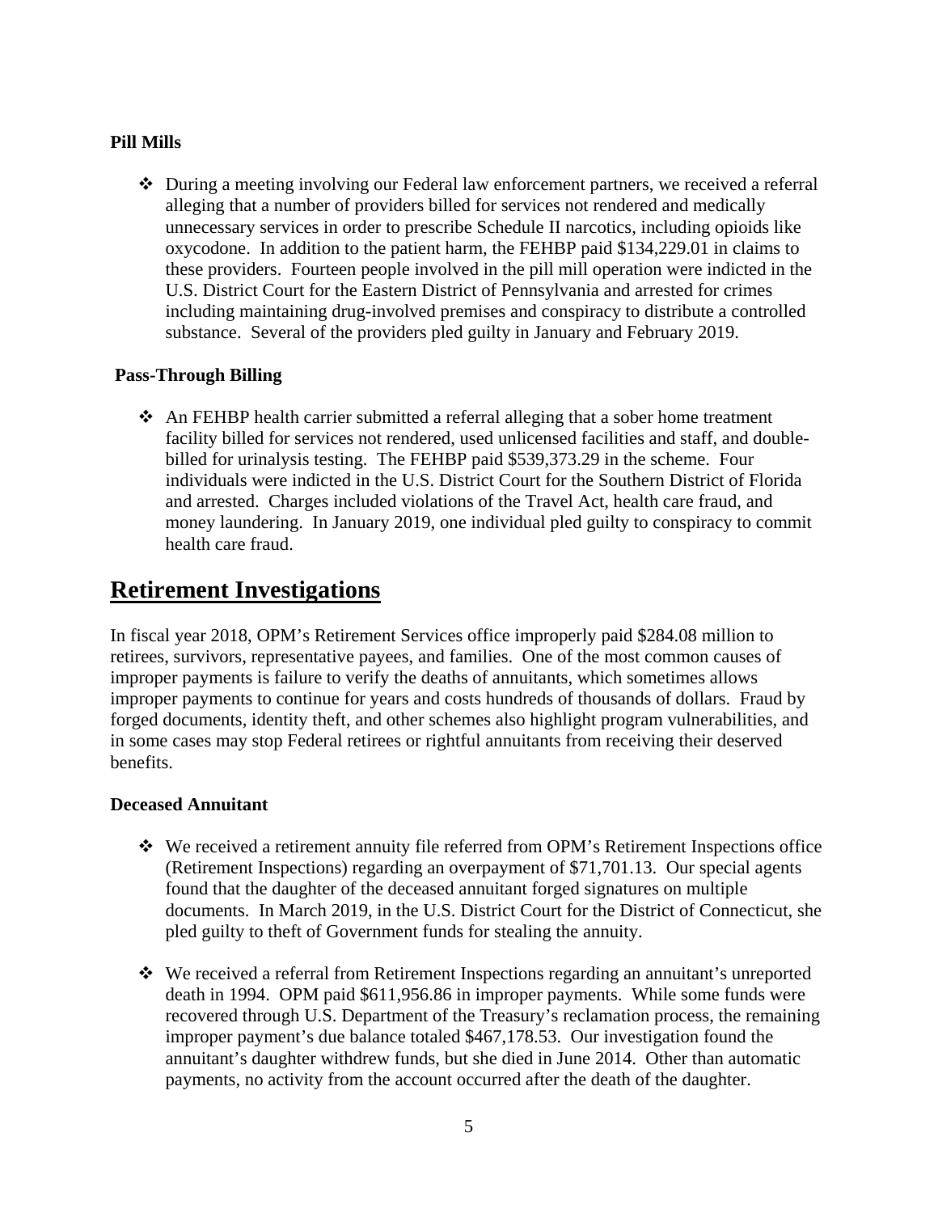**Pill Mills**

- During a meeting involving our Federal law enforcement partners, we received a referral alleging that a number of providers billed for services not rendered and medically unnecessary services in order to prescribe Schedule II narcotics, including opioids like oxycodone. In addition to the patient harm, the FEHBP paid $134,229.01 in claims to these providers. Fourteen people involved in the pill mill operation were indicted in the U.S. District Court for the Eastern District of Pennsylvania and arrested for crimes including maintaining drug-involved premises and conspiracy to distribute a controlled substance. Several of the providers pled guilty in January and February 2019.

**Pass-Through Billing**

- An FEHBP health carrier submitted a referral alleging that a sober home treatment facility billed for services not rendered, used unlicensed facilities and staff, and double-billed for urinalysis testing. The FEHBP paid $539,373.29 in the scheme. Four individuals were indicted in the U.S. District Court for the Southern District of Florida and arrested. Charges included violations of the Travel Act, health care fraud, and money laundering. In January 2019, one individual pled guilty to conspiracy to commit health care fraud.

## Retirement Investigations

In fiscal year 2018, OPM's Retirement Services office improperly paid $284.08 million to retirees, survivors, representative payees, and families. One of the most common causes of improper payments is failure to verify the deaths of annuitants, which sometimes allows improper payments to continue for years and costs hundreds of thousands of dollars. Fraud by forged documents, identity theft, and other schemes also highlight program vulnerabilities, and in some cases may stop Federal retirees or rightful annuitants from receiving their deserved benefits.

**Deceased Annuitant**

- We received a retirement annuity file referred from OPM's Retirement Inspections office (Retirement Inspections) regarding an overpayment of $71,701.13. Our special agents found that the daughter of the deceased annuitant forged signatures on multiple documents. In March 2019, in the U.S. District Court for the District of Connecticut, she pled guilty to theft of Government funds for stealing the annuity.

- We received a referral from Retirement Inspections regarding an annuitant's unreported death in 1994. OPM paid $611,956.86 in improper payments. While some funds were recovered through U.S. Department of the Treasury's reclamation process, the remaining improper payment's due balance totaled $467,178.53. Our investigation found the annuitant's daughter withdrew funds, but she died in June 2014. Other than automatic payments, no activity from the account occurred after the death of the daughter.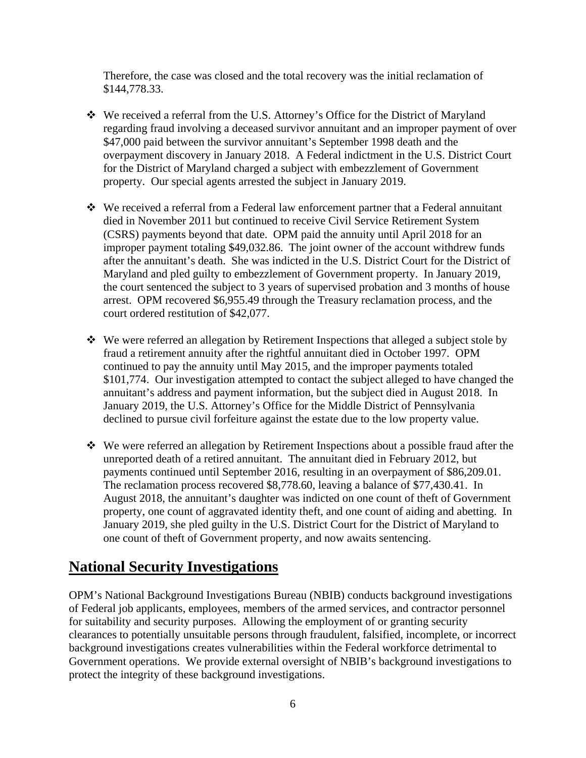Therefore, the case was closed and the total recovery was the initial reclamation of $144,778.33.

- We received a referral from the U.S. Attorney's Office for the District of Maryland regarding fraud involving a deceased survivor annuitant and an improper payment of over $47,000 paid between the survivor annuitant's September 1998 death and the overpayment discovery in January 2018. A Federal indictment in the U.S. District Court for the District of Maryland charged a subject with embezzlement of Government property. Our special agents arrested the subject in January 2019.

- We received a referral from a Federal law enforcement partner that a Federal annuitant died in November 2011 but continued to receive Civil Service Retirement System (CSRS) payments beyond that date. OPM paid the annuity until April 2018 for an improper payment totaling $49,032.86. The joint owner of the account withdrew funds after the annuitant's death. She was indicted in the U.S. District Court for the District of Maryland and pled guilty to embezzlement of Government property. In January 2019, the court sentenced the subject to 3 years of supervised probation and 3 months of house arrest. OPM recovered $6,955.49 through the Treasury reclamation process, and the court ordered restitution of $42,077.

- We were referred an allegation by Retirement Inspections that alleged a subject stole by fraud a retirement annuity after the rightful annuitant died in October 1997. OPM continued to pay the annuity until May 2015, and the improper payments totaled $101,774. Our investigation attempted to contact the subject alleged to have changed the annuitant's address and payment information, but the subject died in August 2018. In January 2019, the U.S. Attorney's Office for the Middle District of Pennsylvania declined to pursue civil forfeiture against the estate due to the low property value.

- We were referred an allegation by Retirement Inspections about a possible fraud after the unreported death of a retired annuitant. The annuitant died in February 2012, but payments continued until September 2016, resulting in an overpayment of $86,209.01. The reclamation process recovered $8,778.60, leaving a balance of $77,430.41. In August 2018, the annuitant's daughter was indicted on one count of theft of Government property, one count of aggravated identity theft, and one count of aiding and abetting. In January 2019, she pled guilty in the U.S. District Court for the District of Maryland to one count of theft of Government property, and now awaits sentencing.

## National Security Investigations

OPM's National Background Investigations Bureau (NBIB) conducts background investigations of Federal job applicants, employees, members of the armed services, and contractor personnel for suitability and security purposes. Allowing the employment of or granting security clearances to potentially unsuitable persons through fraudulent, falsified, incomplete, or incorrect background investigations creates vulnerabilities within the Federal workforce detrimental to Government operations. We provide external oversight of NBIB's background investigations to protect the integrity of these background investigations.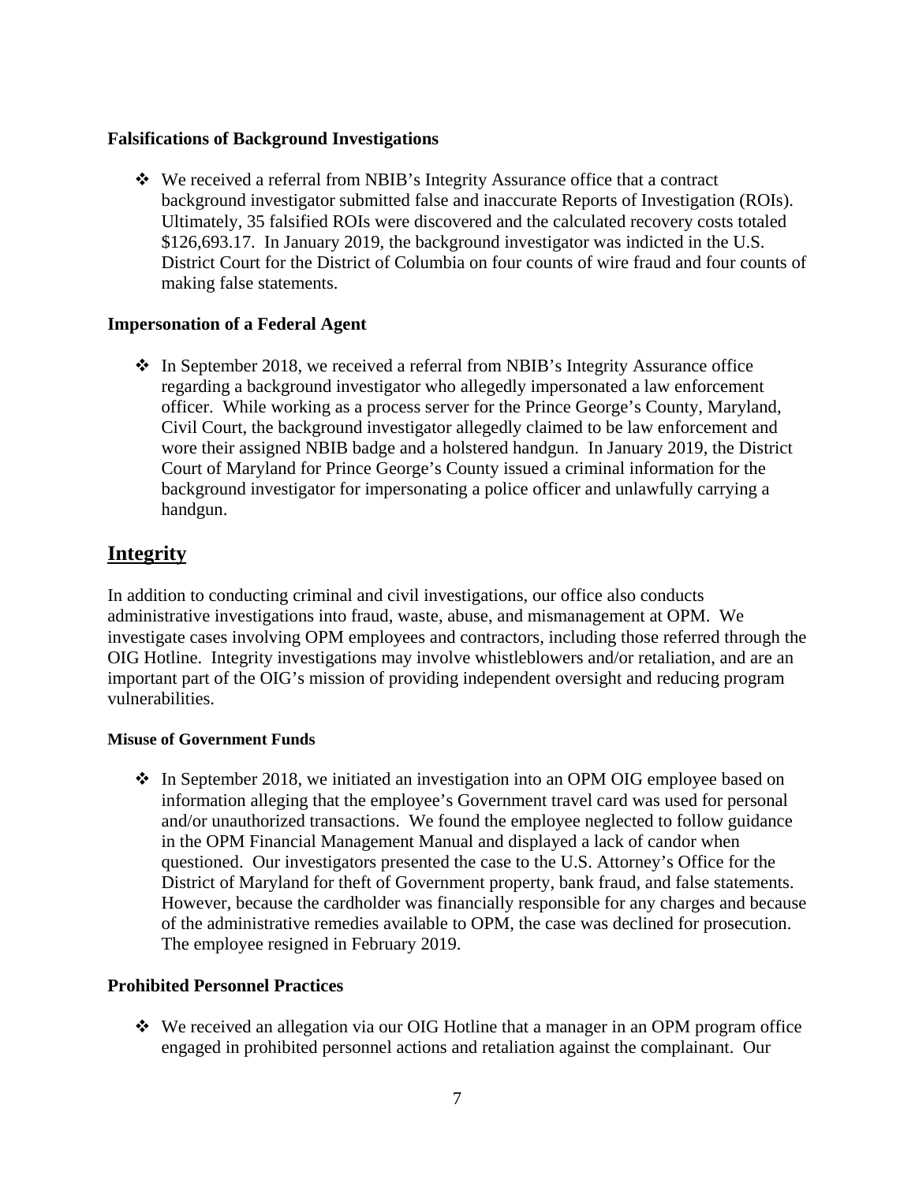**Falsifications of Background Investigations**

- We received a referral from NBIB's Integrity Assurance office that a contract background investigator submitted false and inaccurate Reports of Investigation (ROIs). Ultimately, 35 falsified ROIs were discovered and the calculated recovery costs totaled $126,693.17. In January 2019, the background investigator was indicted in the U.S. District Court for the District of Columbia on four counts of wire fraud and four counts of making false statements.

**Impersonation of a Federal Agent**

- In September 2018, we received a referral from NBIB's Integrity Assurance office regarding a background investigator who allegedly impersonated a law enforcement officer. While working as a process server for the Prince George's County, Maryland, Civil Court, the background investigator allegedly claimed to be law enforcement and wore their assigned NBIB badge and a holstered handgun. In January 2019, the District Court of Maryland for Prince George's County issued a criminal information for the background investigator for impersonating a police officer and unlawfully carrying a handgun.

## Integrity

In addition to conducting criminal and civil investigations, our office also conducts administrative investigations into fraud, waste, abuse, and mismanagement at OPM. We investigate cases involving OPM employees and contractors, including those referred through the OIG Hotline. Integrity investigations may involve whistleblowers and/or retaliation, and are an important part of the OIG's mission of providing independent oversight and reducing program vulnerabilities.

**Misuse of Government Funds**

- In September 2018, we initiated an investigation into an OPM OIG employee based on information alleging that the employee's Government travel card was used for personal and/or unauthorized transactions. We found the employee neglected to follow guidance in the OPM Financial Management Manual and displayed a lack of candor when questioned. Our investigators presented the case to the U.S. Attorney's Office for the District of Maryland for theft of Government property, bank fraud, and false statements. However, because the cardholder was financially responsible for any charges and because of the administrative remedies available to OPM, the case was declined for prosecution. The employee resigned in February 2019.

**Prohibited Personnel Practices**

- We received an allegation via our OIG Hotline that a manager in an OPM program office engaged in prohibited personnel actions and retaliation against the complainant. Our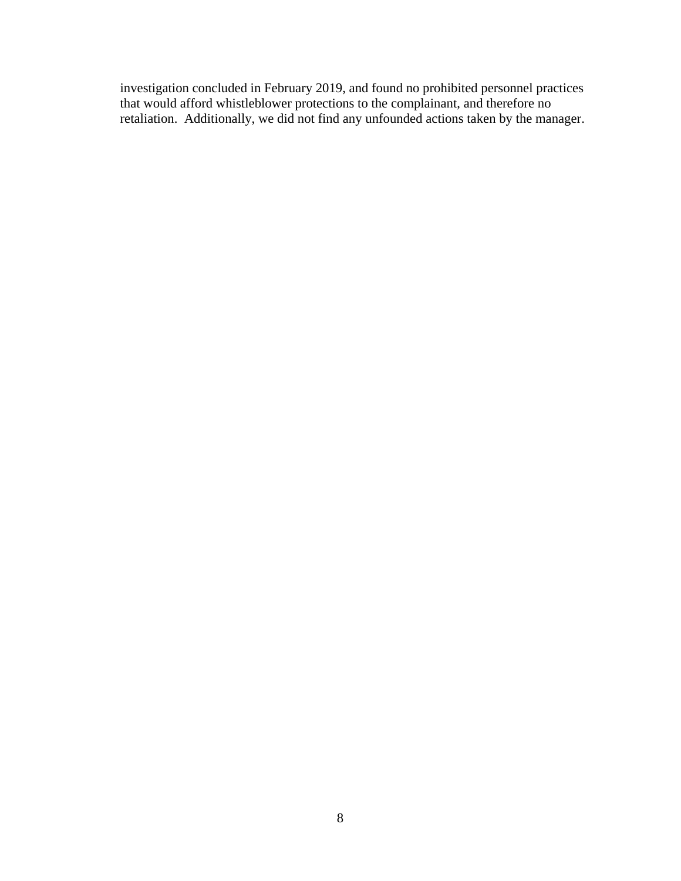investigation concluded in February 2019, and found no prohibited personnel practices that would afford whistleblower protections to the complainant, and therefore no retaliation. Additionally, we did not find any unfounded actions taken by the manager.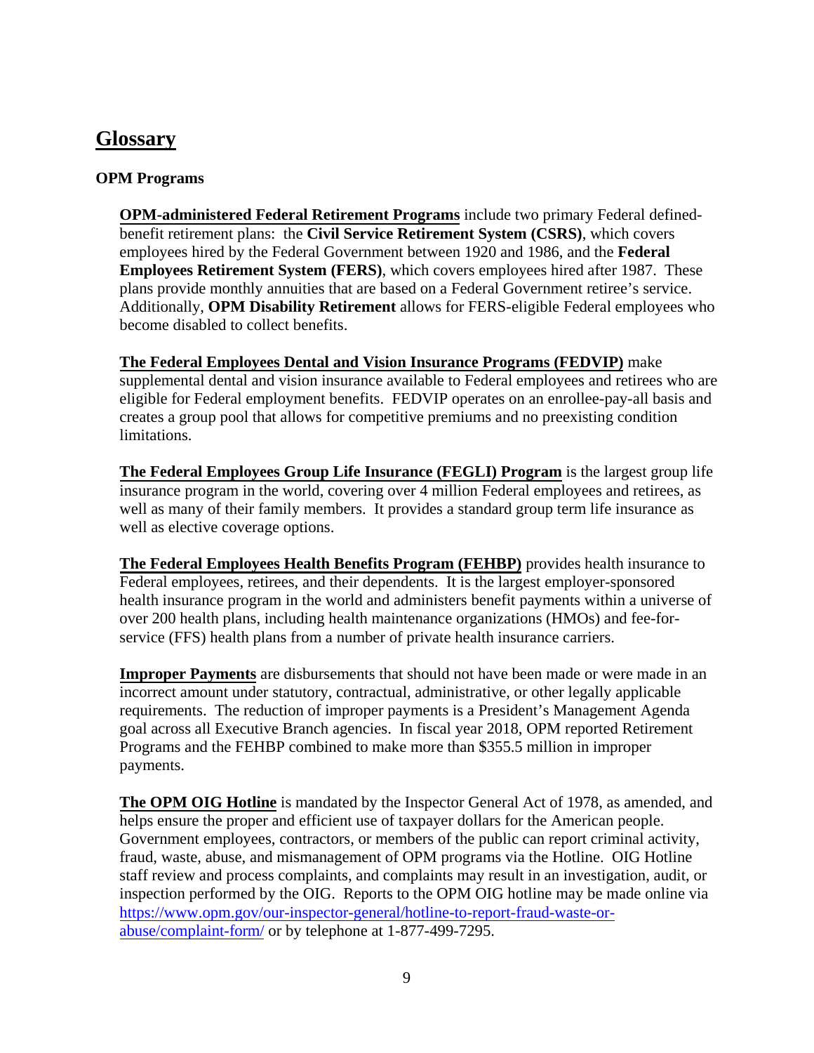## Glossary

### OPM Programs

**OPM-administered Federal Retirement Programs** include two primary Federal defined-benefit retirement plans: the **Civil Service Retirement System (CSRS)**, which covers employees hired by the Federal Government between 1920 and 1986, and the **Federal Employees Retirement System (FERS)**, which covers employees hired after 1987. These plans provide monthly annuities that are based on a Federal Government retiree's service. Additionally, **OPM Disability Retirement** allows for FERS-eligible Federal employees who become disabled to collect benefits.

**The Federal Employees Dental and Vision Insurance Programs (FEDVIP)** make supplemental dental and vision insurance available to Federal employees and retirees who are eligible for Federal employment benefits. FEDVIP operates on an enrollee-pay-all basis and creates a group pool that allows for competitive premiums and no preexisting condition limitations.

**The Federal Employees Group Life Insurance (FEGLI) Program** is the largest group life insurance program in the world, covering over 4 million Federal employees and retirees, as well as many of their family members. It provides a standard group term life insurance as well as elective coverage options.

**The Federal Employees Health Benefits Program (FEHBP)** provides health insurance to Federal employees, retirees, and their dependents. It is the largest employer-sponsored health insurance program in the world and administers benefit payments within a universe of over 200 health plans, including health maintenance organizations (HMOs) and fee-for-service (FFS) health plans from a number of private health insurance carriers.

**Improper Payments** are disbursements that should not have been made or were made in an incorrect amount under statutory, contractual, administrative, or other legally applicable requirements. The reduction of improper payments is a President's Management Agenda goal across all Executive Branch agencies. In fiscal year 2018, OPM reported Retirement Programs and the FEHBP combined to make more than $355.5 million in improper payments.

**The OPM OIG Hotline** is mandated by the Inspector General Act of 1978, as amended, and helps ensure the proper and efficient use of taxpayer dollars for the American people. Government employees, contractors, or members of the public can report criminal activity, fraud, waste, abuse, and mismanagement of OPM programs via the Hotline. OIG Hotline staff review and process complaints, and complaints may result in an investigation, audit, or inspection performed by the OIG. Reports to the OPM OIG hotline may be made online via [https://www.opm.gov/our-inspector-general/hotline-to-report-fraud-waste-or-abuse/complaint-form/](https://www.opm.gov/our-inspector-general/hotline-to-report-fraud-waste-or-abuse/complaint-form/) or by telephone at 1-877-499-7295.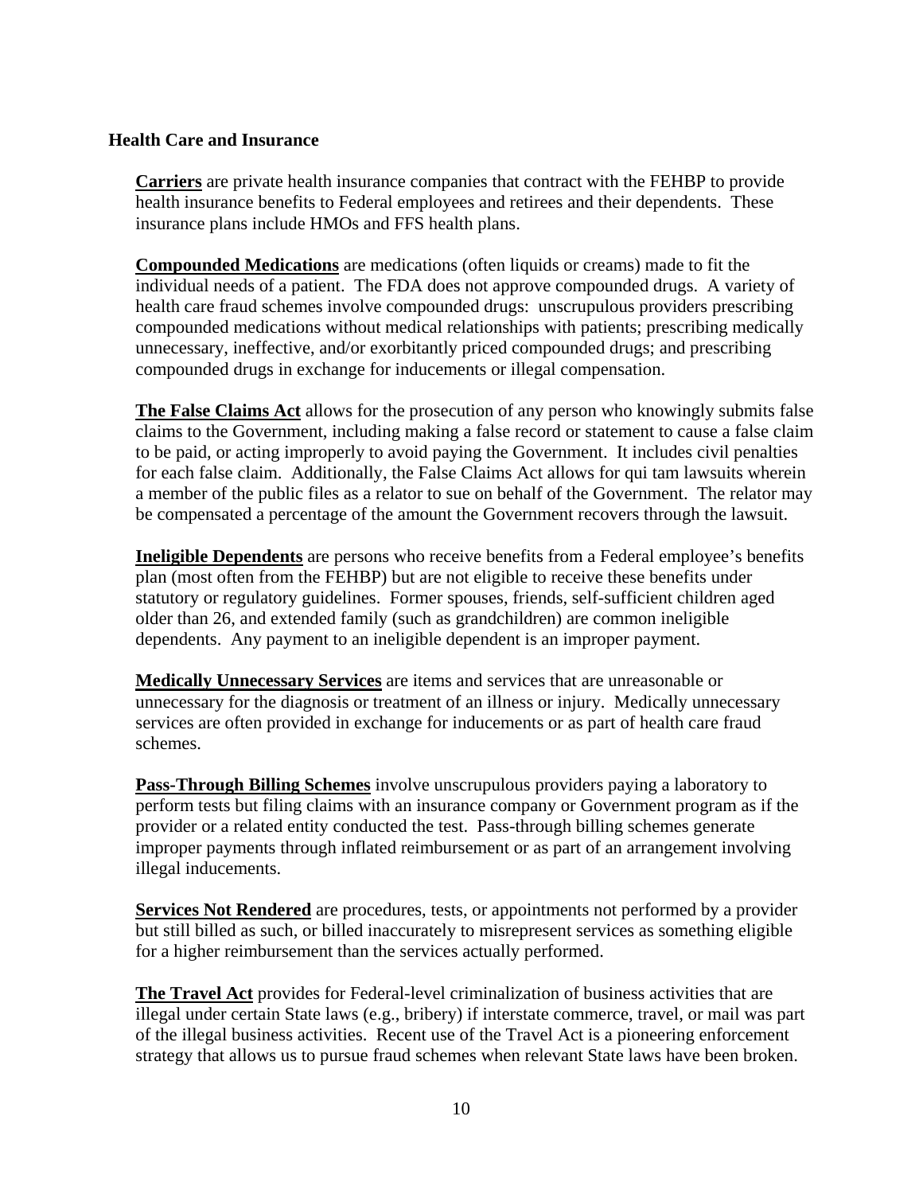## Health Care and Insurance

**Carriers** are private health insurance companies that contract with the FEHBP to provide health insurance benefits to Federal employees and retirees and their dependents. These insurance plans include HMOs and FFS health plans.

**Compounded Medications** are medications (often liquids or creams) made to fit the individual needs of a patient. The FDA does not approve compounded drugs. A variety of health care fraud schemes involve compounded drugs: unscrupulous providers prescribing compounded medications without medical relationships with patients; prescribing medically unnecessary, ineffective, and/or exorbitantly priced compounded drugs; and prescribing compounded drugs in exchange for inducements or illegal compensation.

**The False Claims Act** allows for the prosecution of any person who knowingly submits false claims to the Government, including making a false record or statement to cause a false claim to be paid, or acting improperly to avoid paying the Government. It includes civil penalties for each false claim. Additionally, the False Claims Act allows for qui tam lawsuits wherein a member of the public files as a relator to sue on behalf of the Government. The relator may be compensated a percentage of the amount the Government recovers through the lawsuit.

**Ineligible Dependents** are persons who receive benefits from a Federal employee's benefits plan (most often from the FEHBP) but are not eligible to receive these benefits under statutory or regulatory guidelines. Former spouses, friends, self-sufficient children aged older than 26, and extended family (such as grandchildren) are common ineligible dependents. Any payment to an ineligible dependent is an improper payment.

**Medically Unnecessary Services** are items and services that are unreasonable or unnecessary for the diagnosis or treatment of an illness or injury. Medically unnecessary services are often provided in exchange for inducements or as part of health care fraud schemes.

**Pass-Through Billing Schemes** involve unscrupulous providers paying a laboratory to perform tests but filing claims with an insurance company or Government program as if the provider or a related entity conducted the test. Pass-through billing schemes generate improper payments through inflated reimbursement or as part of an arrangement involving illegal inducements.

**Services Not Rendered** are procedures, tests, or appointments not performed by a provider but still billed as such, or billed inaccurately to misrepresent services as something eligible for a higher reimbursement than the services actually performed.

**The Travel Act** provides for Federal-level criminalization of business activities that are illegal under certain State laws (e.g., bribery) if interstate commerce, travel, or mail was part of the illegal business activities. Recent use of the Travel Act is a pioneering enforcement strategy that allows us to pursue fraud schemes when relevant State laws have been broken.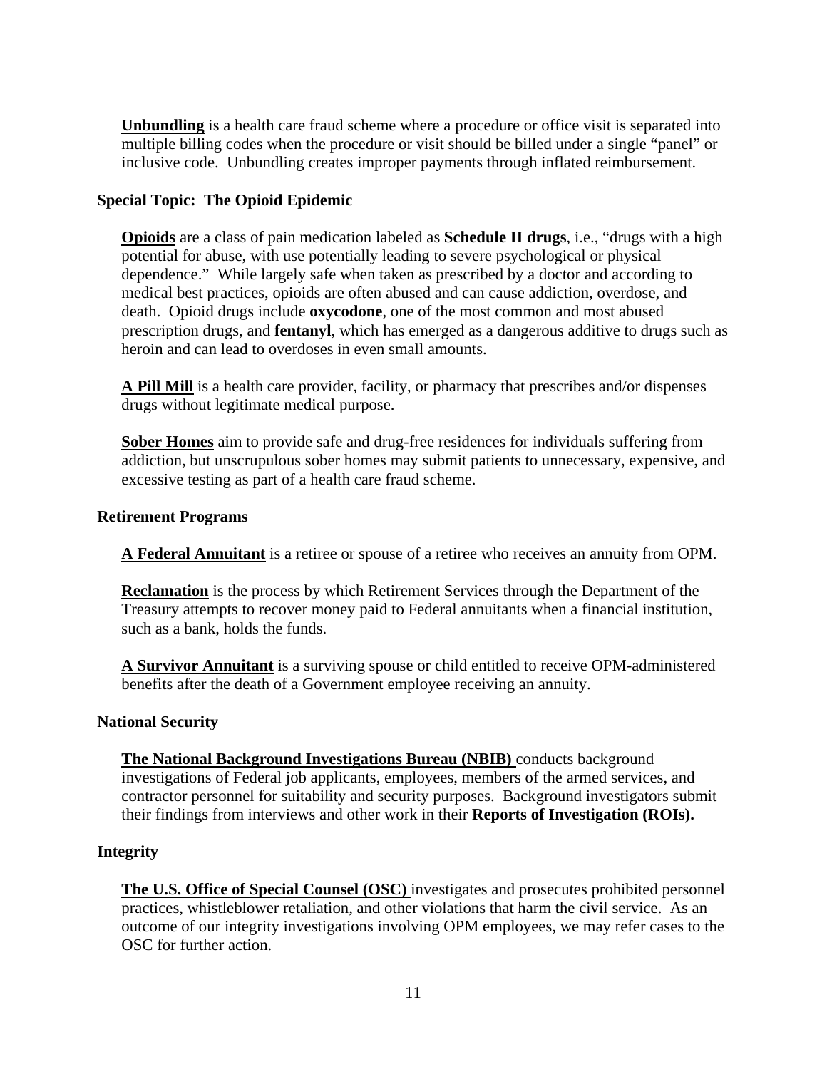**Unbundling** is a health care fraud scheme where a procedure or office visit is separated into multiple billing codes when the procedure or visit should be billed under a single "panel" or inclusive code. Unbundling creates improper payments through inflated reimbursement.

### Special Topic: The Opioid Epidemic

**Opioids** are a class of pain medication labeled as **Schedule II drugs**, i.e., "drugs with a high potential for abuse, with use potentially leading to severe psychological or physical dependence." While largely safe when taken as prescribed by a doctor and according to medical best practices, opioids are often abused and can cause addiction, overdose, and death. Opioid drugs include **oxycodone**, one of the most common and most abused prescription drugs, and **fentanyl**, which has emerged as a dangerous additive to drugs such as heroin and can lead to overdoses in even small amounts.

**A Pill Mill** is a health care provider, facility, or pharmacy that prescribes and/or dispenses drugs without legitimate medical purpose.

**Sober Homes** aim to provide safe and drug-free residences for individuals suffering from addiction, but unscrupulous sober homes may submit patients to unnecessary, expensive, and excessive testing as part of a health care fraud scheme.

### Retirement Programs

**A Federal Annuitant** is a retiree or spouse of a retiree who receives an annuity from OPM.

**Reclamation** is the process by which Retirement Services through the Department of the Treasury attempts to recover money paid to Federal annuitants when a financial institution, such as a bank, holds the funds.

**A Survivor Annuitant** is a surviving spouse or child entitled to receive OPM-administered benefits after the death of a Government employee receiving an annuity.

### National Security

**The National Background Investigations Bureau (NBIB)** conducts background investigations of Federal job applicants, employees, members of the armed services, and contractor personnel for suitability and security purposes. Background investigators submit their findings from interviews and other work in their **Reports of Investigation (ROIs).**

### Integrity

**The U.S. Office of Special Counsel (OSC)** investigates and prosecutes prohibited personnel practices, whistleblower retaliation, and other violations that harm the civil service. As an outcome of our integrity investigations involving OPM employees, we may refer cases to the OSC for further action.